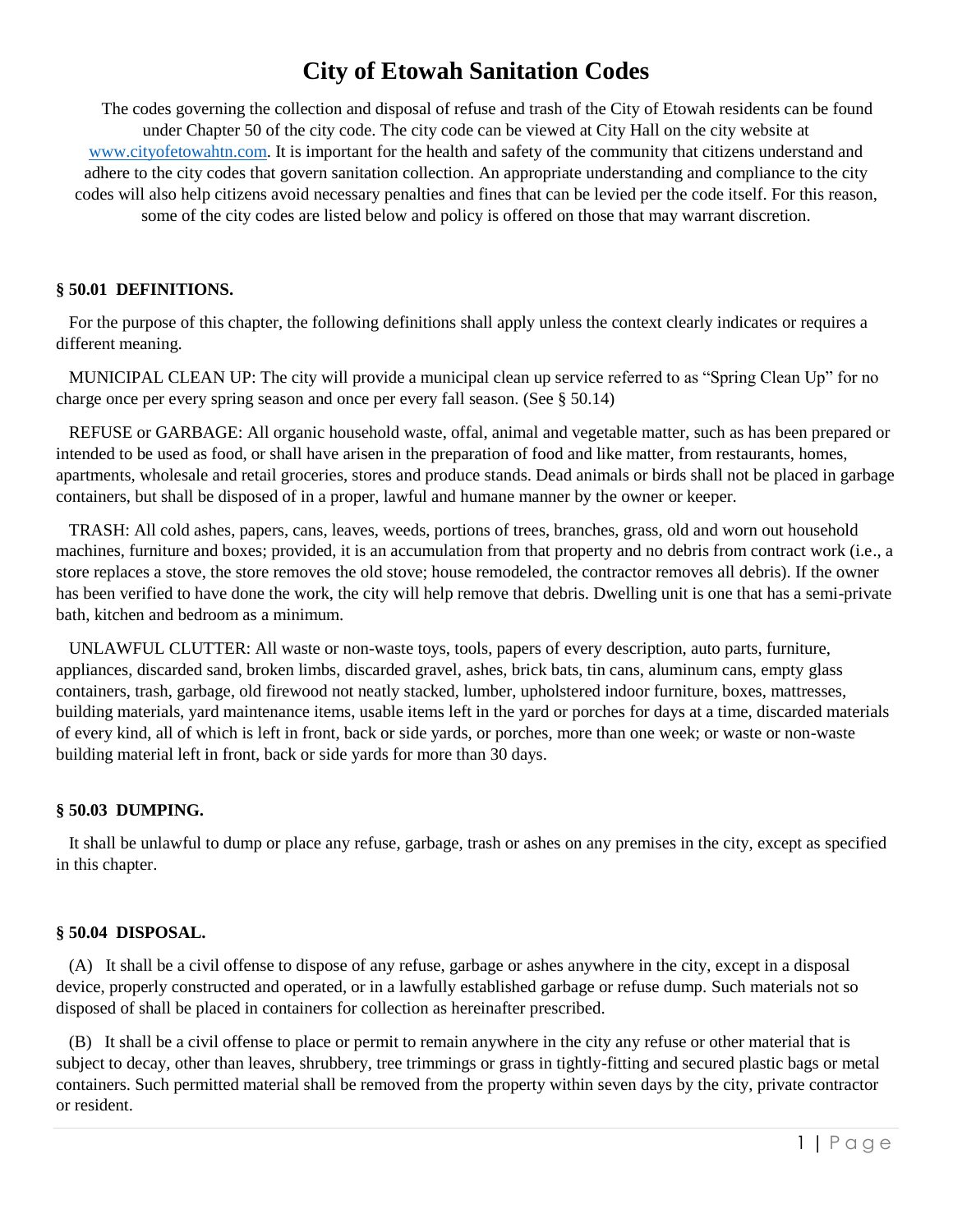# City of Etowah Sanitation Codes

The codes governing the collection and disposal of refuse and trash of the City of Etowah residents can be found under Chapter 50 of the city code. The city code can be viewed at City Hall on the city website at [www.cityofetowahtn.com](www.cityofetowahtn.com). It is important for the health and safety of the community that citizens understand and adhere to the city codes that govern sanitation collection. An appropriate understanding and compliance to the city codes will also help citizens avoid necessary penalties and fines that can be levied per the code itself. For this reason, some of the city codes are listed below and policy is offered on those that may warrant discretion.

**§ 50.01 DEFINITIONS.**

For the purpose of this chapter, the following definitions shall apply unless the context clearly indicates or requires a different meaning.

MUNICIPAL CLEAN UP: The city will provide a municipal clean up service referred to as "Spring Clean Up" for no charge once per every spring season and once per every fall season. (See § 50.14)

REFUSE or GARBAGE: All organic household waste, offal, animal and vegetable matter, such as has been prepared or intended to be used as food, or shall have arisen in the preparation of food and like matter, from restaurants, homes, apartments, wholesale and retail groceries, stores and produce stands. Dead animals or birds shall not be placed in garbage containers, but shall be disposed of in a proper, lawful and humane manner by the owner or keeper.

TRASH: All cold ashes, papers, cans, leaves, weeds, portions of trees, branches, grass, old and worn out household machines, furniture and boxes; provided, it is an accumulation from that property and no debris from contract work (i.e., a store replaces a stove, the store removes the old stove; house remodeled, the contractor removes all debris). If the owner has been verified to have done the work, the city will help remove that debris. Dwelling unit is one that has a semi-private bath, kitchen and bedroom as a minimum.

UNLAWFUL CLUTTER: All waste or non-waste toys, tools, papers of every description, auto parts, furniture, appliances, discarded sand, broken limbs, discarded gravel, ashes, brick bats, tin cans, aluminum cans, empty glass containers, trash, garbage, old firewood not neatly stacked, lumber, upholstered indoor furniture, boxes, mattresses, building materials, yard maintenance items, usable items left in the yard or porches for days at a time, discarded materials of every kind, all of which is left in front, back or side yards, or porches, more than one week; or waste or non-waste building material left in front, back or side yards for more than 30 days.

**§ 50.03 DUMPING.**

It shall be unlawful to dump or place any refuse, garbage, trash or ashes on any premises in the city, except as specified in this chapter.

**§ 50.04 DISPOSAL.**

(A) It shall be a civil offense to dispose of any refuse, garbage or ashes anywhere in the city, except in a disposal device, properly constructed and operated, or in a lawfully established garbage or refuse dump. Such materials not so disposed of shall be placed in containers for collection as hereinafter prescribed.

(B) It shall be a civil offense to place or permit to remain anywhere in the city any refuse or other material that is subject to decay, other than leaves, shrubbery, tree trimmings or grass in tightly-fitting and secured plastic bags or metal containers. Such permitted material shall be removed from the property within seven days by the city, private contractor or resident.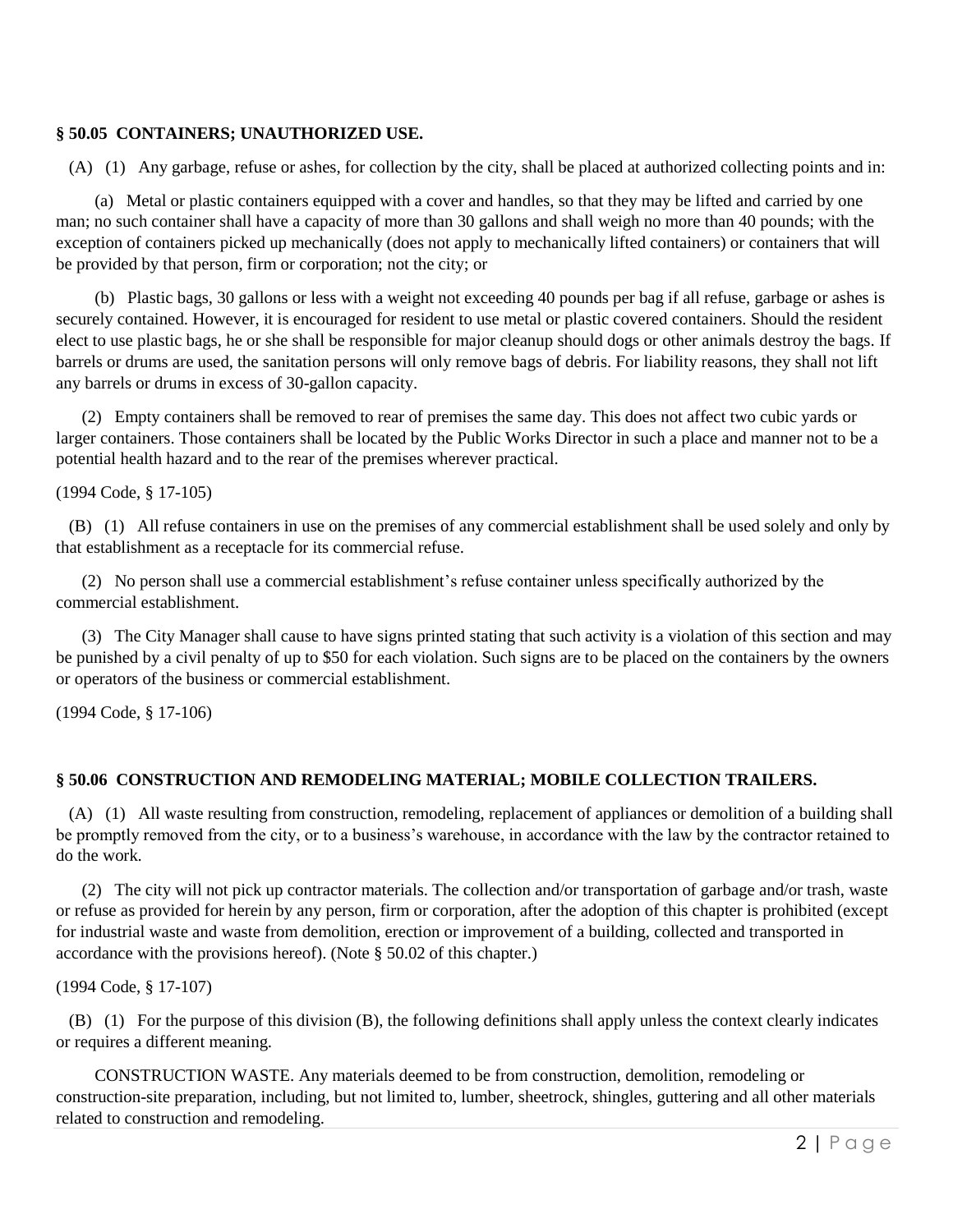### § 50.05 CONTAINERS; UNAUTHORIZED USE.

(A) (1) Any garbage, refuse or ashes, for collection by the city, shall be placed at authorized collecting points and in:

(a) Metal or plastic containers equipped with a cover and handles, so that they may be lifted and carried by one man; no such container shall have a capacity of more than 30 gallons and shall weigh no more than 40 pounds; with the exception of containers picked up mechanically (does not apply to mechanically lifted containers) or containers that will be provided by that person, firm or corporation; not the city; or

(b) Plastic bags, 30 gallons or less with a weight not exceeding 40 pounds per bag if all refuse, garbage or ashes is securely contained. However, it is encouraged for resident to use metal or plastic covered containers. Should the resident elect to use plastic bags, he or she shall be responsible for major cleanup should dogs or other animals destroy the bags. If barrels or drums are used, the sanitation persons will only remove bags of debris. For liability reasons, they shall not lift any barrels or drums in excess of 30-gallon capacity.

(2) Empty containers shall be removed to rear of premises the same day. This does not affect two cubic yards or larger containers. Those containers shall be located by the Public Works Director in such a place and manner not to be a potential health hazard and to the rear of the premises wherever practical.

(1994 Code, § 17-105)

(B) (1) All refuse containers in use on the premises of any commercial establishment shall be used solely and only by that establishment as a receptacle for its commercial refuse.

(2) No person shall use a commercial establishment's refuse container unless specifically authorized by the commercial establishment.

(3) The City Manager shall cause to have signs printed stating that such activity is a violation of this section and may be punished by a civil penalty of up to $50 for each violation. Such signs are to be placed on the containers by the owners or operators of the business or commercial establishment.

(1994 Code, § 17-106)

### § 50.06 CONSTRUCTION AND REMODELING MATERIAL; MOBILE COLLECTION TRAILERS.

(A) (1) All waste resulting from construction, remodeling, replacement of appliances or demolition of a building shall be promptly removed from the city, or to a business's warehouse, in accordance with the law by the contractor retained to do the work.

(2) The city will not pick up contractor materials. The collection and/or transportation of garbage and/or trash, waste or refuse as provided for herein by any person, firm or corporation, after the adoption of this chapter is prohibited (except for industrial waste and waste from demolition, erection or improvement of a building, collected and transported in accordance with the provisions hereof). (Note § 50.02 of this chapter.)

(1994 Code, § 17-107)

(B) (1) For the purpose of this division (B), the following definitions shall apply unless the context clearly indicates or requires a different meaning.

CONSTRUCTION WASTE. Any materials deemed to be from construction, demolition, remodeling or construction-site preparation, including, but not limited to, lumber, sheetrock, shingles, guttering and all other materials related to construction and remodeling.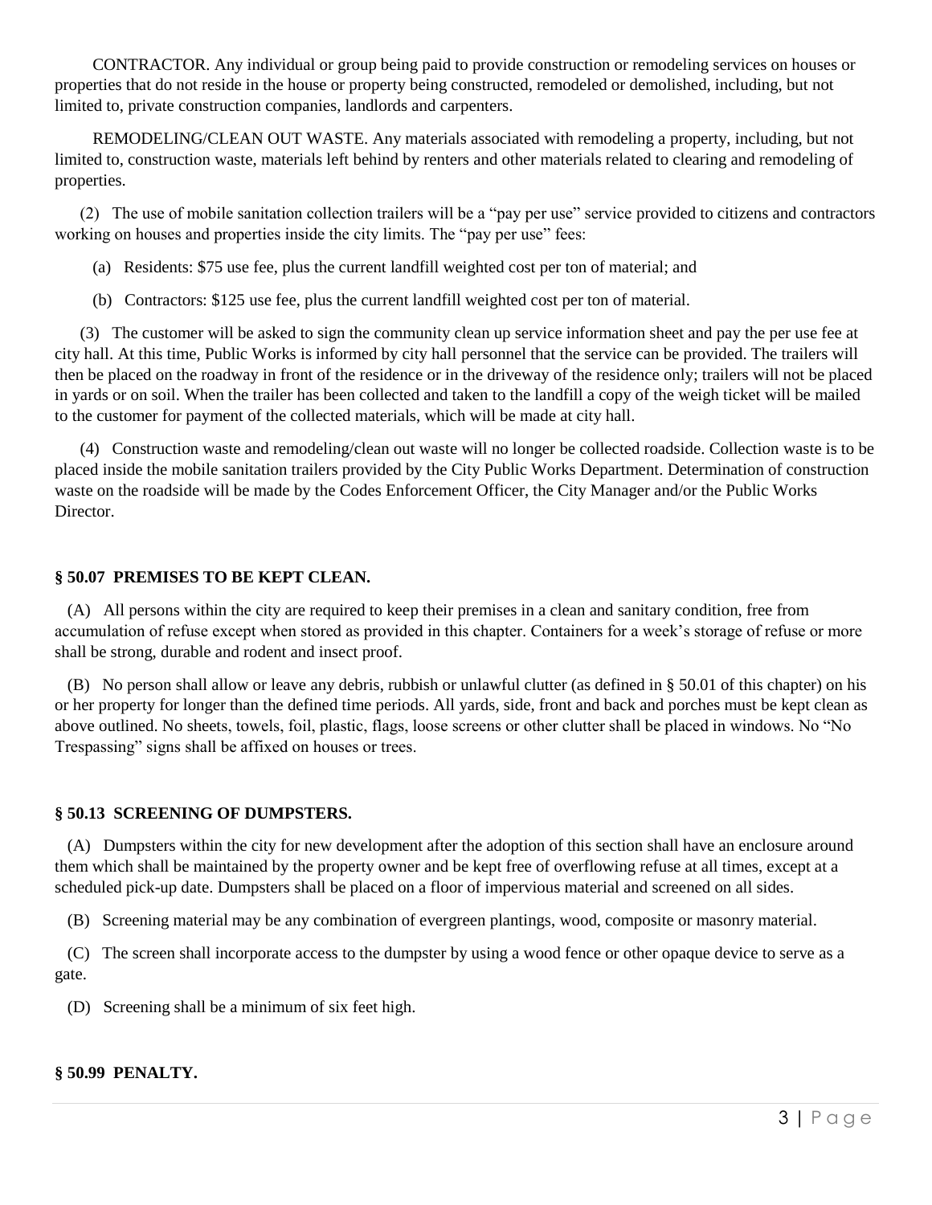CONTRACTOR. Any individual or group being paid to provide construction or remodeling services on houses or properties that do not reside in the house or property being constructed, remodeled or demolished, including, but not limited to, private construction companies, landlords and carpenters.

REMODELING/CLEAN OUT WASTE. Any materials associated with remodeling a property, including, but not limited to, construction waste, materials left behind by renters and other materials related to clearing and remodeling of properties.

(2) The use of mobile sanitation collection trailers will be a "pay per use" service provided to citizens and contractors working on houses and properties inside the city limits. The "pay per use" fees:

(a) Residents: $75 use fee, plus the current landfill weighted cost per ton of material; and

(b) Contractors: $125 use fee, plus the current landfill weighted cost per ton of material.

(3) The customer will be asked to sign the community clean up service information sheet and pay the per use fee at city hall. At this time, Public Works is informed by city hall personnel that the service can be provided. The trailers will then be placed on the roadway in front of the residence or in the driveway of the residence only; trailers will not be placed in yards or on soil. When the trailer has been collected and taken to the landfill a copy of the weigh ticket will be mailed to the customer for payment of the collected materials, which will be made at city hall.

(4) Construction waste and remodeling/clean out waste will no longer be collected roadside. Collection waste is to be placed inside the mobile sanitation trailers provided by the City Public Works Department. Determination of construction waste on the roadside will be made by the Codes Enforcement Officer, the City Manager and/or the Public Works Director.

**§ 50.07 PREMISES TO BE KEPT CLEAN.**

(A) All persons within the city are required to keep their premises in a clean and sanitary condition, free from accumulation of refuse except when stored as provided in this chapter. Containers for a week's storage of refuse or more shall be strong, durable and rodent and insect proof.

(B) No person shall allow or leave any debris, rubbish or unlawful clutter (as defined in § 50.01 of this chapter) on his or her property for longer than the defined time periods. All yards, side, front and back and porches must be kept clean as above outlined. No sheets, towels, foil, plastic, flags, loose screens or other clutter shall be placed in windows. No "No Trespassing" signs shall be affixed on houses or trees.

**§ 50.13 SCREENING OF DUMPSTERS.**

(A) Dumpsters within the city for new development after the adoption of this section shall have an enclosure around them which shall be maintained by the property owner and be kept free of overflowing refuse at all times, except at a scheduled pick-up date. Dumpsters shall be placed on a floor of impervious material and screened on all sides.

(B) Screening material may be any combination of evergreen plantings, wood, composite or masonry material.

(C) The screen shall incorporate access to the dumpster by using a wood fence or other opaque device to serve as a gate.

(D) Screening shall be a minimum of six feet high.

**§ 50.99 PENALTY.**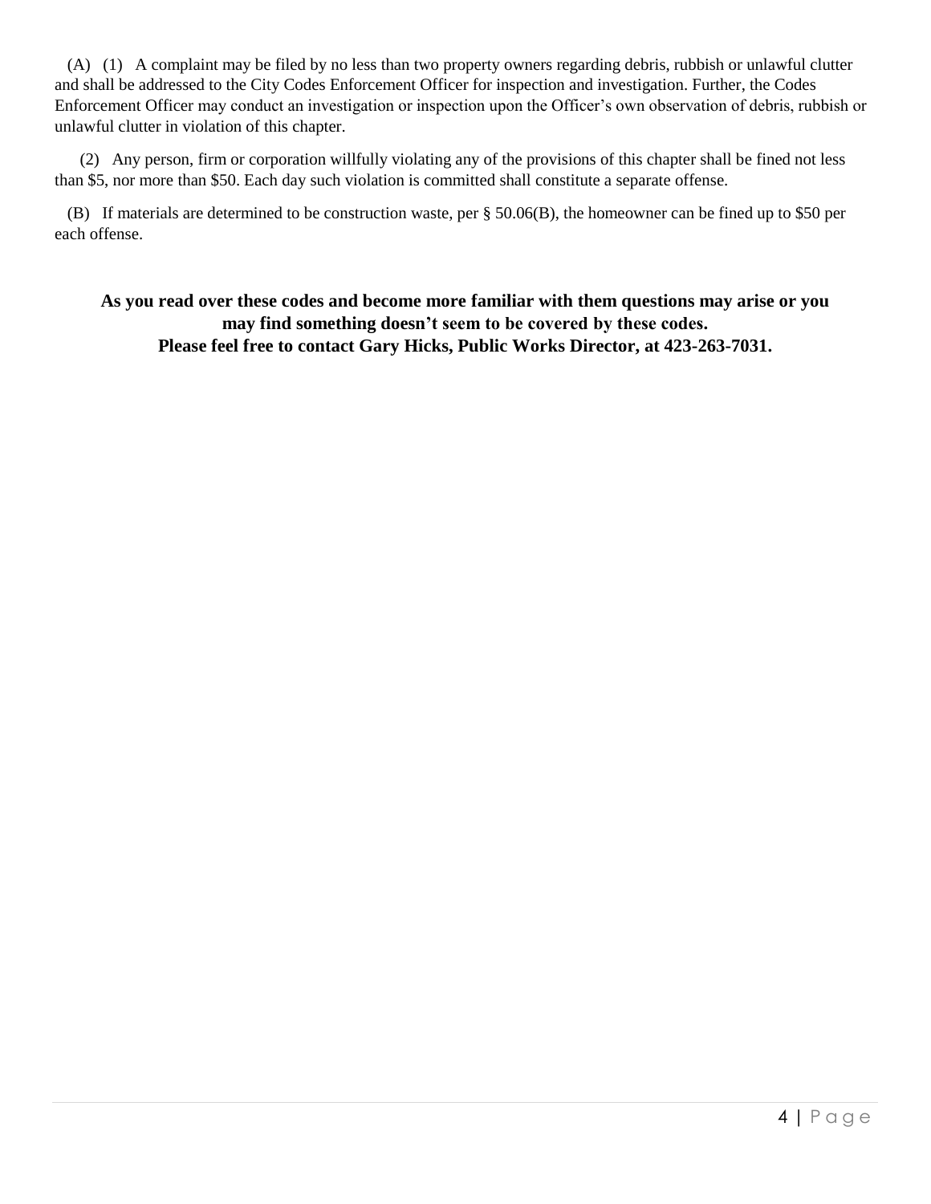(A) (1) A complaint may be filed by no less than two property owners regarding debris, rubbish or unlawful clutter and shall be addressed to the City Codes Enforcement Officer for inspection and investigation. Further, the Codes Enforcement Officer may conduct an investigation or inspection upon the Officer's own observation of debris, rubbish or unlawful clutter in violation of this chapter.

(2) Any person, firm or corporation willfully violating any of the provisions of this chapter shall be fined not less than $5, nor more than $50. Each day such violation is committed shall constitute a separate offense.

(B) If materials are determined to be construction waste, per § 50.06(B), the homeowner can be fined up to $50 per each offense.

**As you read over these codes and become more familiar with them questions may arise or you may find something doesn't seem to be covered by these codes.**
**Please feel free to contact Gary Hicks, Public Works Director, at 423-263-7031.**